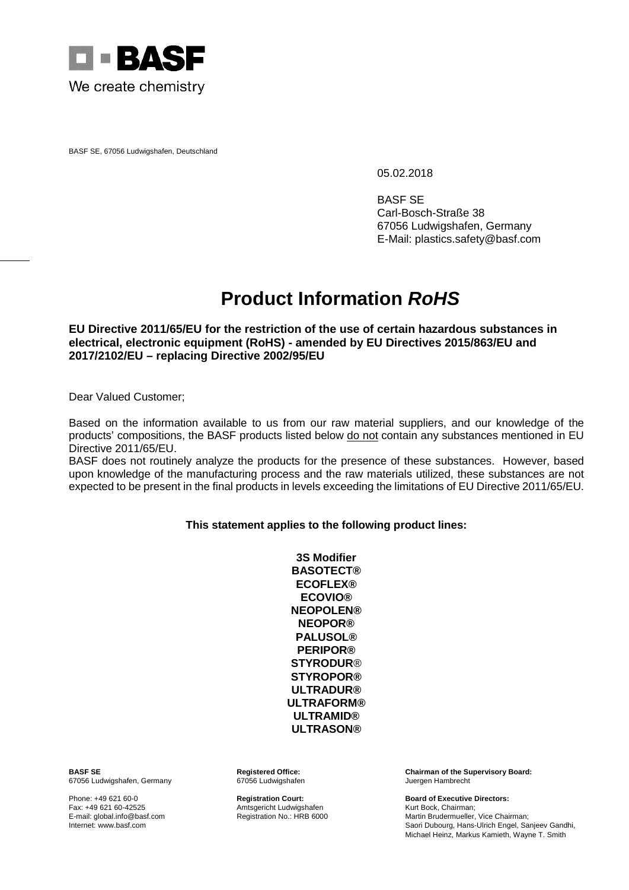BASF

We create chemistry

BASF SE, 67056 Ludwigshafen, Deutschland

05.02.2018

BASF SE
Carl-Bosch-Straße 38
67056 Ludwigshafen, Germany
E-Mail: plastics.safety@basf.com

# Product Information *RoHS*

**EU Directive 2011/65/EU for the restriction of the use of certain hazardous substances in electrical, electronic equipment (RoHS) - amended by EU Directives 2015/863/EU and 2017/2102/EU – replacing Directive 2002/95/EU**

Dear Valued Customer;

Based on the information available to us from our raw material suppliers, and our knowledge of the products' compositions, the BASF products listed below do not contain any substances mentioned in EU Directive 2011/65/EU.

BASF does not routinely analyze the products for the presence of these substances. However, based upon knowledge of the manufacturing process and the raw materials utilized, these substances are not expected to be present in the final products in levels exceeding the limitations of EU Directive 2011/65/EU.

**This statement applies to the following product lines:**

**3S Modifier**
**BASOTECT®**
**ECOFLEX®**
**ECOVIO®**
**NEOPOLEN®**
**NEOPOR®**
**PALUSOL®**
**PERIPOR®**
**STYRODUR®**
**STYROPOR®**
**ULTRADUR®**
**ULTRAFORM®**
**ULTRAMID®**
**ULTRASON®**

**BASF SE**
67056 Ludwigshafen, Germany

Phone: +49 621 60-0
Fax: +49 621 60-42525
E-mail: global.info@basf.com
Internet: www.basf.com

**Registered Office:**
67056 Ludwigshafen

**Registration Court:**
Amtsgericht Ludwigshafen
Registration No.: HRB 6000

**Chairman of the Supervisory Board:**
Juergen Hambrecht

**Board of Executive Directors:**
Kurt Bock, Chairman;
Martin Brudermueller, Vice Chairman;
Saori Dubourg, Hans-Ulrich Engel, Sanjeev Gandhi, Michael Heinz, Markus Kamieth, Wayne T. Smith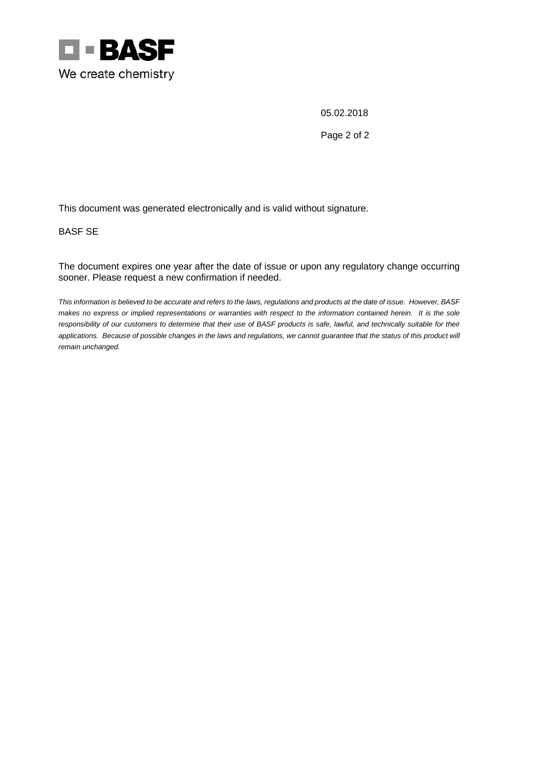05.02.2018

This document was generated electronically and is valid without signature.

BASF SE

The document expires one year after the date of issue or upon any regulatory change occurring sooner. Please request a new confirmation if needed.

*This information is believed to be accurate and refers to the laws, regulations and products at the date of issue. However, BASF makes no express or implied representations or warranties with respect to the information contained herein. It is the sole responsibility of our customers to determine that their use of BASF products is safe, lawful, and technically suitable for their applications. Because of possible changes in the laws and regulations, we cannot guarantee that the status of this product will remain unchanged.*